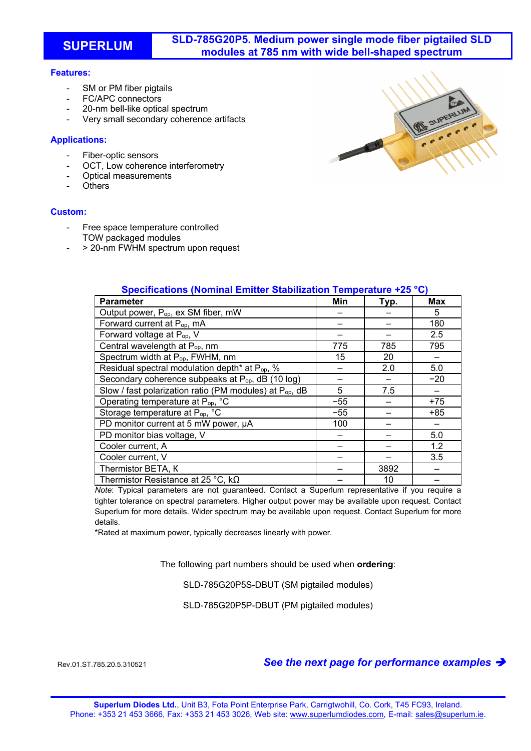# SUPERLUM

## SLD-785G20P5. Medium power single mode fiber pigtailed SLD modules at 785 nm with wide bell-shaped spectrum

### Features:

- SM or PM fiber pigtails
- FC/APC connectors
- 20-nm bell-like optical spectrum
- Very small secondary coherence artifacts

### Applications:

- Fiber-optic sensors
- OCT, Low coherence interferometry
- Optical measurements
- Others

### Custom:

- Free space temperature controlled TOW packaged modules
- > 20-nm FWHM spectrum upon request

### Specifications (Nominal Emitter Stabilization Temperature +25 °C)

| Parameter | Min | Typ. | Max |
|---|---|---|---|
| Output power, $P_{op}$, ex SM fiber, mW | – | – | 5 |
| Forward current at $P_{op}$, mA | – | – | 180 |
| Forward voltage at $P_{op}$, V | – | – | 2.5 |
| Central wavelength at $P_{op}$, nm | 775 | 785 | 795 |
| Spectrum width at $P_{op}$, FWHM, nm | 15 | 20 | – |
| Residual spectral modulation depth* at $P_{op}$, % | – | 2.0 | 5.0 |
| Secondary coherence subpeaks at $P_{op}$, dB (10 log) | – | – | −20 |
| Slow / fast polarization ratio (PM modules) at $P_{op}$, dB | 5 | 7.5 | – |
| Operating temperature at $P_{op}$, °C | −55 | – | +75 |
| Storage temperature at $P_{op}$, °C | −55 | – | +85 |
| PD monitor current at 5 mW power, µA | 100 | – | – |
| PD monitor bias voltage, V | – | – | 5.0 |
| Cooler current, A | – | – | 1.2 |
| Cooler current, V | – | – | 3.5 |
| Thermistor BETA, K | – | 3892 | – |
| Thermistor Resistance at 25 °C, kΩ | – | 10 | – |

*Note*: Typical parameters are not guaranteed. Contact a Superlum representative if you require a tighter tolerance on spectral parameters. Higher output power may be available upon request. Contact Superlum for more details. Wider spectrum may be available upon request. Contact Superlum for more details.

*Rated at maximum power, typically decreases linearly with power.

The following part numbers should be used when **ordering**:

SLD-785G20P5S-DBUT (SM pigtailed modules)

SLD-785G20P5P-DBUT (PM pigtailed modules)

Rev.01.ST.785.20.5.310521

***See the next page for performance examples ➔***

**Superlum Diodes Ltd.**, Unit B3, Fota Point Enterprise Park, Carrigtwohill, Co. Cork, T45 FC93, Ireland.
Phone: +353 21 453 3666, Fax: +353 21 453 3026, Web site: www.superlumdiodes.com, E-mail: sales@superlum.ie.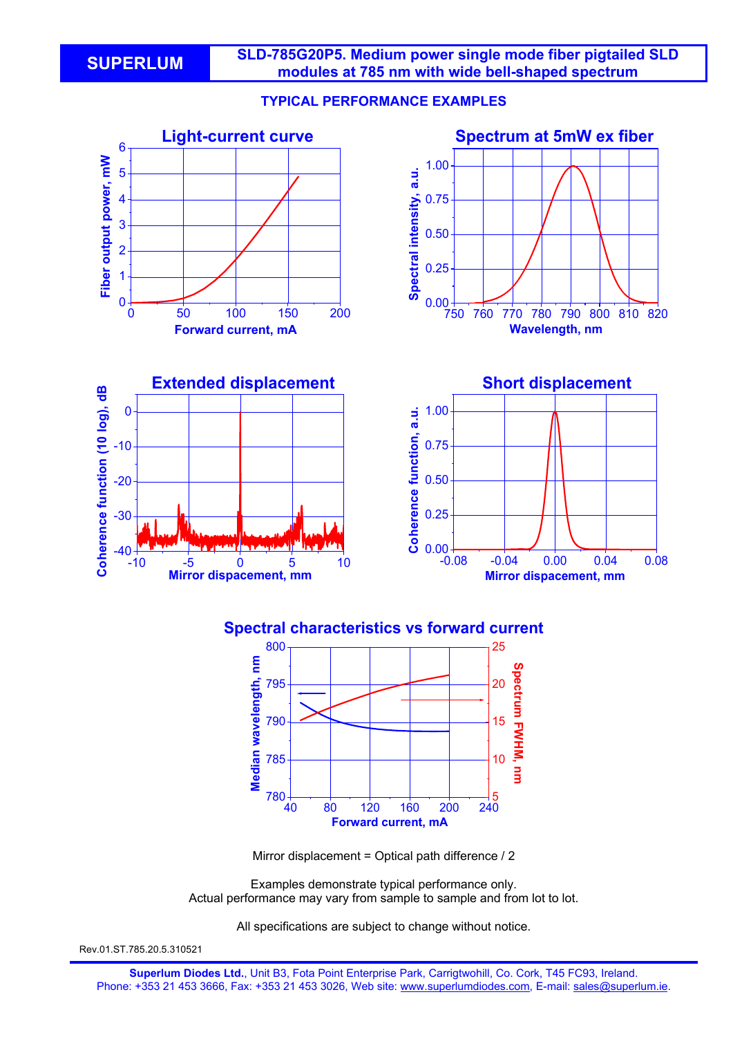SUPERLUM

# SLD-785G20P5. Medium power single mode fiber pigtailed SLD modules at 785 nm with wide bell-shaped spectrum

## TYPICAL PERFORMANCE EXAMPLES

**Light-current curve**

Fiber output power, mW
0
1
2
3
4
5
6

Forward current, mA
0
50
100
150
200

**Spectrum at 5mW ex fiber**

Spectral intensity, a.u.
0.00
0.25
0.50
0.75
1.00

Wavelength, nm
750
760
770
780
790
800
810
820

**Extended displacement**

Coherence function (10 log), dB
0
-10
-20
-30
-40

Mirror dispacement, mm
-10
-5
0
5
10

**Short displacement**

Coherence function, a.u.
0.00
0.25
0.50
0.75
1.00

Mirror dispacement, mm
-0.08
-0.04
0.00
0.04
0.08

**Spectral characteristics vs forward current**

Median wavelength, nm
780
785
790
795
800

Spectrum FWHM, nm
5
10
15
20
25

Forward current, mA
40
80
120
160
200
240

Mirror displacement = Optical path difference / 2

Examples demonstrate typical performance only.
Actual performance may vary from sample to sample and from lot to lot.

All specifications are subject to change without notice.

Rev.01.ST.785.20.5.310521

**Superlum Diodes Ltd.**, Unit B3, Fota Point Enterprise Park, Carrigtwohill, Co. Cork, T45 FC93, Ireland.
Phone: +353 21 453 3666, Fax: +353 21 453 3026, Web site: www.superlumdiodes.com, E-mail: sales@superlum.ie.